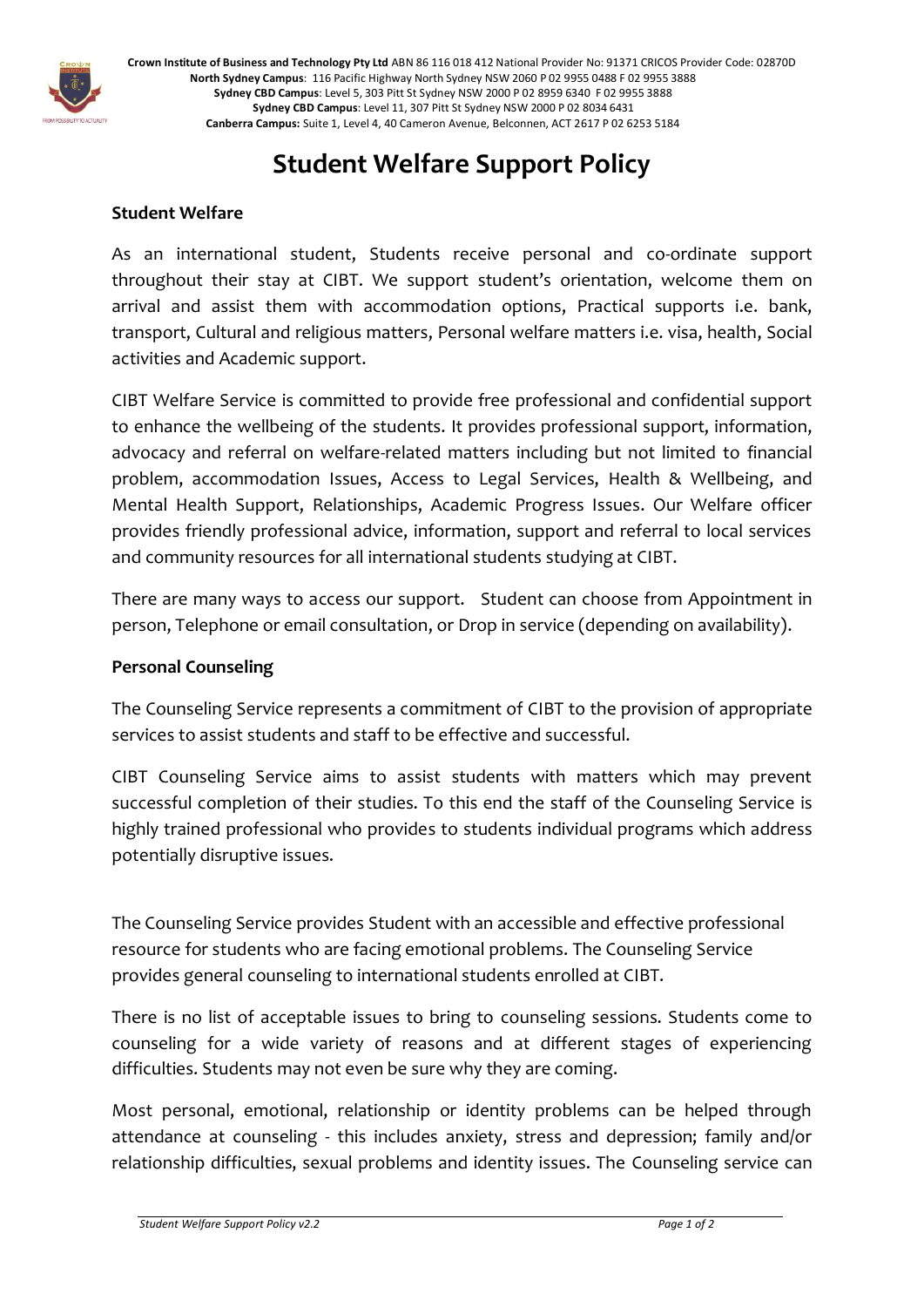**Crown Institute of Business and Technology Pty Ltd** ABN 86 116 018 412 National Provider No: 91371 CRICOS Provider Code: 02870D
**North Sydney Campus**: 116 Pacific Highway North Sydney NSW 2060 P 02 9955 0488 F 02 9955 3888
**Sydney CBD Campus**: Level 5, 303 Pitt St Sydney NSW 2000 P 02 8959 6340 F 02 9955 3888
**Sydney CBD Campus**: Level 11, 307 Pitt St Sydney NSW 2000 P 02 8034 6431
**Canberra Campus:** Suite 1, Level 4, 40 Cameron Avenue, Belconnen, ACT 2617 P 02 6253 5184

# Student Welfare Support Policy

**Student Welfare**

As an international student, Students receive personal and co-ordinate support throughout their stay at CIBT. We support student's orientation, welcome them on arrival and assist them with accommodation options, Practical supports i.e. bank, transport, Cultural and religious matters, Personal welfare matters i.e. visa, health, Social activities and Academic support.

CIBT Welfare Service is committed to provide free professional and confidential support to enhance the wellbeing of the students. It provides professional support, information, advocacy and referral on welfare-related matters including but not limited to financial problem, accommodation Issues, Access to Legal Services, Health & Wellbeing, and Mental Health Support, Relationships, Academic Progress Issues. Our Welfare officer provides friendly professional advice, information, support and referral to local services and community resources for all international students studying at CIBT.

There are many ways to access our support. Student can choose from Appointment in person, Telephone or email consultation, or Drop in service (depending on availability).

**Personal Counseling**

The Counseling Service represents a commitment of CIBT to the provision of appropriate services to assist students and staff to be effective and successful.

CIBT Counseling Service aims to assist students with matters which may prevent successful completion of their studies. To this end the staff of the Counseling Service is highly trained professional who provides to students individual programs which address potentially disruptive issues.

The Counseling Service provides Student with an accessible and effective professional resource for students who are facing emotional problems. The Counseling Service provides general counseling to international students enrolled at CIBT.

There is no list of acceptable issues to bring to counseling sessions. Students come to counseling for a wide variety of reasons and at different stages of experiencing difficulties. Students may not even be sure why they are coming.

Most personal, emotional, relationship or identity problems can be helped through attendance at counseling - this includes anxiety, stress and depression; family and/or relationship difficulties, sexual problems and identity issues. The Counseling service can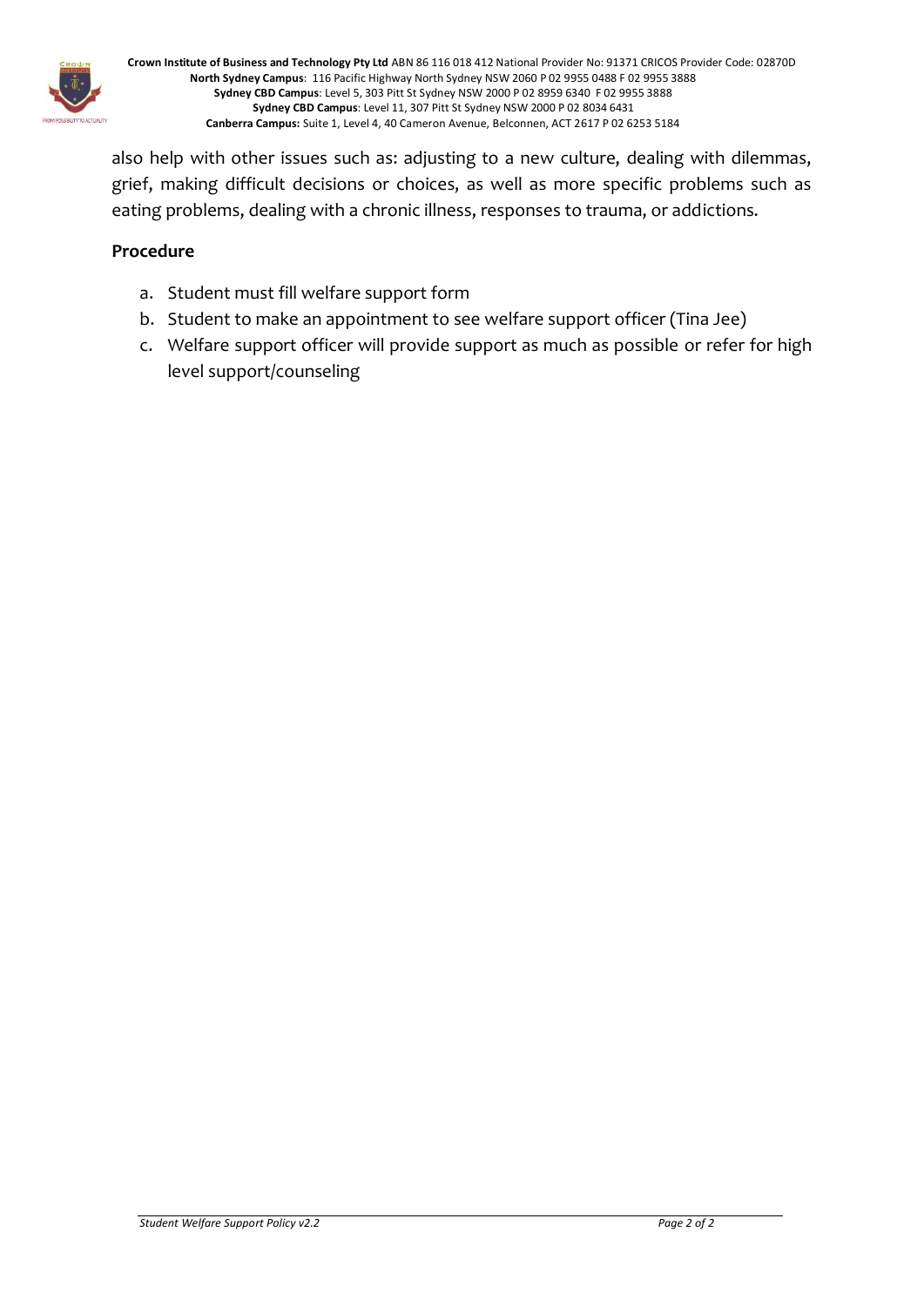also help with other issues such as: adjusting to a new culture, dealing with dilemmas, grief, making difficult decisions or choices, as well as more specific problems such as eating problems, dealing with a chronic illness, responses to trauma, or addictions.

**Procedure**

a. Student must fill welfare support form
b. Student to make an appointment to see welfare support officer (Tina Jee)
c. Welfare support officer will provide support as much as possible or refer for high level support/counseling